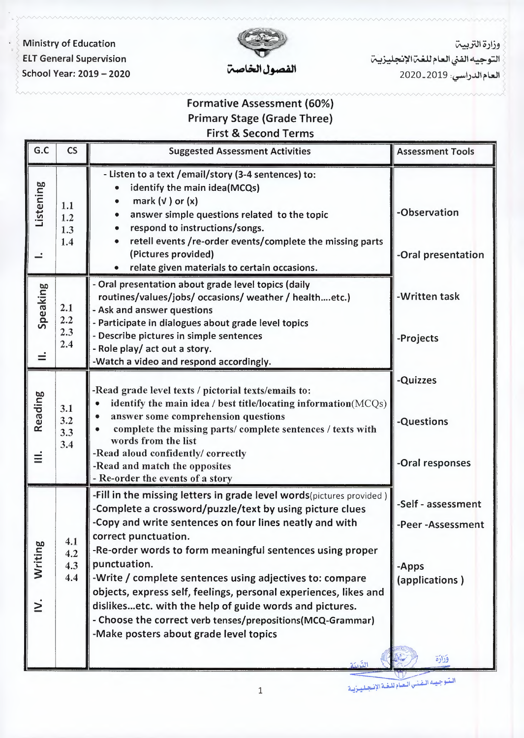Ministry of Education
ELT General Supervision
School Year: 2019 – 2020

الفصول الخاصة

وزارة التربية
التوجيه الفني العام للغة الإنجليزية
العام الدراسي: 2019_2020

# Formative Assessment (60%)
## Primary Stage (Grade Three)
## First & Second Terms

| G.C | CS | Suggested Assessment Activities | Assessment Tools |
|---|---|---|---|
| I. Listening | 1.1<br>1.2<br>1.3<br>1.4 | - Listen to a text /email/story (3-4 sentences) to:<br>• identify the main idea(MCQs)<br>• mark (√ ) or (x)<br>• answer simple questions related to the topic<br>• respond to instructions/songs.<br>• retell events /re-order events/complete the missing parts (Pictures provided)<br>• relate given materials to certain occasions. | -Observation<br><br>-Oral presentation<br><br>-Written task<br><br>-Projects<br><br>-Quizzes<br><br>-Questions<br><br>-Oral responses<br><br>-Self - assessment<br><br>-Peer -Assessment<br><br>-Apps (applications ) |
| II. Speaking | 2.1<br>2.2<br>2.3<br>2.4 | - Oral presentation about grade level topics (daily routines/values/jobs/ occasions/ weather / health....etc.)<br>- Ask and answer questions<br>- Participate in dialogues about grade level topics<br>- Describe pictures in simple sentences<br>- Role play/ act out a story.<br>-Watch a video and respond accordingly. | |
| III. Reading | 3.1<br>3.2<br>3.3<br>3.4 | -Read grade level texts / pictorial texts/emails to:<br>• identify the main idea / best title/locating information(MCQs)<br>• answer some comprehension questions<br>• complete the missing parts/ complete sentences / texts with words from the list<br>-Read aloud confidently/ correctly<br>-Read and match the opposites<br>- Re-order the events of a story | |
| IV. Writing | 4.1<br>4.2<br>4.3<br>4.4 | -Fill in the missing letters in grade level words(pictures provided )<br>-Complete a crossword/puzzle/text by using picture clues<br>-Copy and write sentences on four lines neatly and with correct punctuation.<br>-Re-order words to form meaningful sentences using proper punctuation.<br>-Write / complete sentences using adjectives to: compare objects, express self, feelings, personal experiences, likes and dislikes...etc. with the help of guide words and pictures.<br>- Choose the correct verb tenses/prepositions(MCQ-Grammar)<br>-Make posters about grade level topics | |

وزارة التربية
التوجيه الفني العام للغة الإنجليزية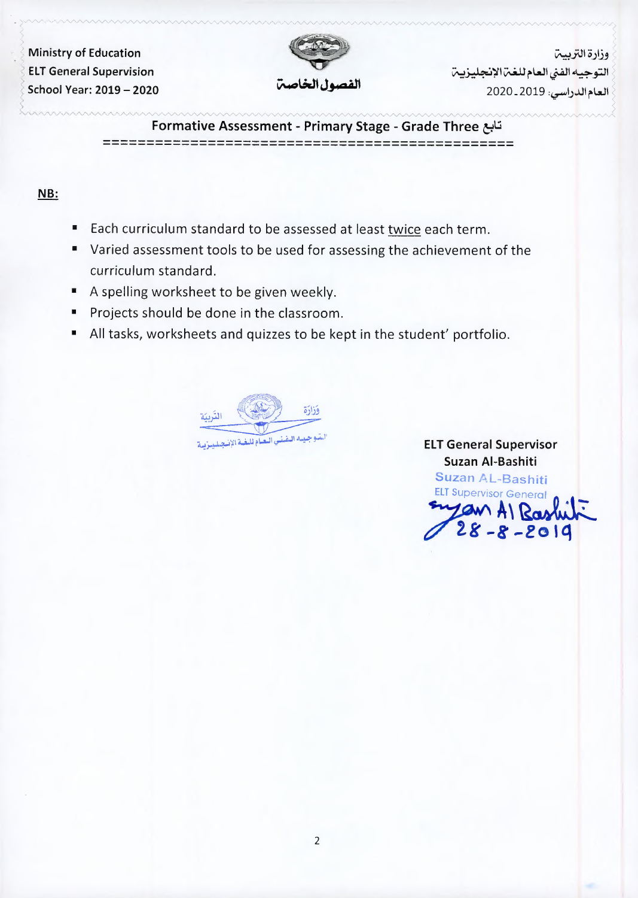Ministry of Education
ELT General Supervision
School Year: 2019 – 2020

الفصول الخاصة

وزارة التربية
التوجيه الفني العام للغة الإنجليزية
العام الدراسي: 2019ـ2020

## Formative Assessment - Primary Stage - Grade Three تابع

**NB:**

- Each curriculum standard to be assessed at least twice each term.
- Varied assessment tools to be used for assessing the achievement of the curriculum standard.
- A spelling worksheet to be given weekly.
- Projects should be done in the classroom.
- All tasks, worksheets and quizzes to be kept in the student' portfolio.

وزارة التربية
التوجيه الفني العام للغة الإنجليزية

**ELT General Supervisor**
**Suzan Al-Bashiti**

Suzan AL-Bashiti
ELT Supervisor General
Suzan Al Bashiti
28-8-2019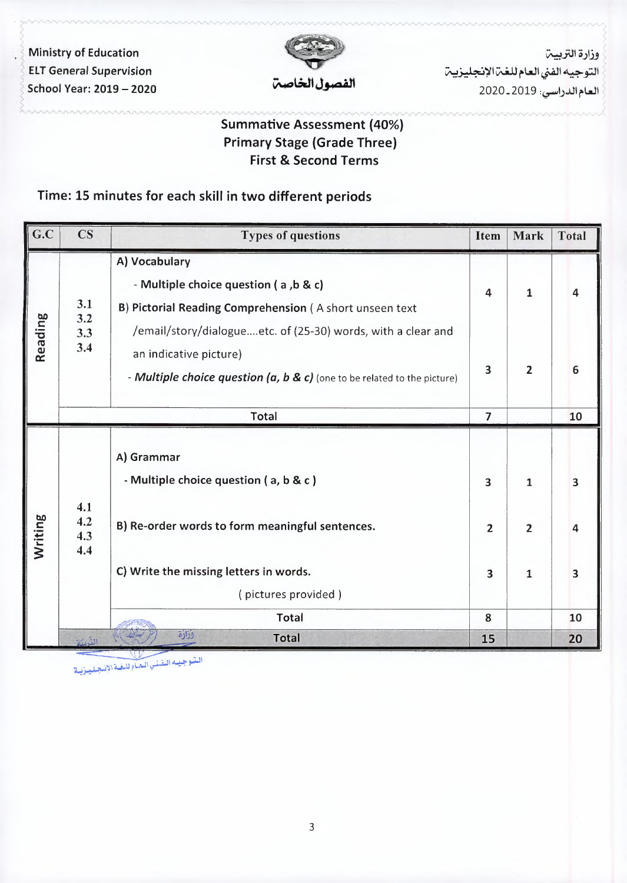Ministry of Education
ELT General Supervision
School Year: 2019 – 2020

الفصول الخاصة

وزارة التربية
التوجيه الفني العام للغة الإنجليزية
العام الدراسي: 2019ـ2020

## Summative Assessment (40%)
## Primary Stage (Grade Three)
## First & Second Terms

**Time: 15 minutes for each skill in two different periods**

| G.C | CS | Types of questions | Item | Mark | Total |
|---|---|---|---|---|---|
| Reading | 3.1<br>3.2<br>3.3<br>3.4 | **A) Vocabulary**<br>**- Multiple choice question ( a ,b & c)** | 4 | 1 | 4 |
| | | **B) Pictorial Reading Comprehension** ( A short unseen text /email/story/dialogue....etc. of (25-30) words, with a clear and an indicative picture)<br>- ***Multiple choice question (a, b & c)*** (one to be related to the picture) | 3 | 2 | 6 |
| | | Total | 7 | | 10 |
| Writing | 4.1<br>4.2<br>4.3<br>4.4 | **A) Grammar**<br>**- Multiple choice question ( a, b & c )** | 3 | 1 | 3 |
| | | **B) Re-order words to form meaningful sentences.** | 2 | 2 | 4 |
| | | **C) Write the missing letters in words.**<br>( pictures provided ) | 3 | 1 | 3 |
| | | Total | 8 | | 10 |
| | | **Total** | **15** | | **20** |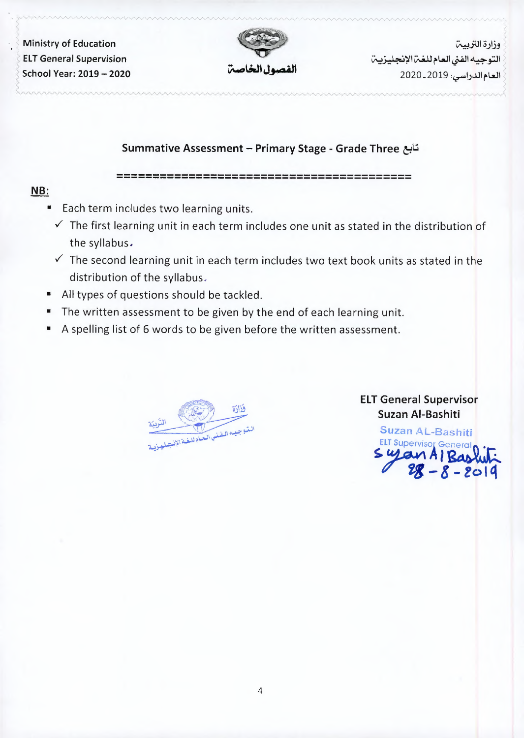Ministry of Education
ELT General Supervision
School Year: 2019 – 2020

الفصول الخاصة

وزارة التربية
التوجيه الفني العام للغة الإنجليزية
العام الدراسي: 2019-2020

## Summative Assessment – Primary Stage - Grade Three تابع

**NB:**

- Each term includes two learning units.
  - ✓ The first learning unit in each term includes one unit as stated in the distribution of the syllabus.
  - ✓ The second learning unit in each term includes two text book units as stated in the distribution of the syllabus.
- All types of questions should be tackled.
- The written assessment to be given by the end of each learning unit.
- A spelling list of 6 words to be given before the written assessment.

وزارة التربية
التوجيه الفني العام للغة الإنجليزية

**ELT General Supervisor**
**Suzan Al-Bashiti**

Suzan AL-Bashiti
ELT Supervisor General
Suzan Al Bashiti
28 - 8 - 2019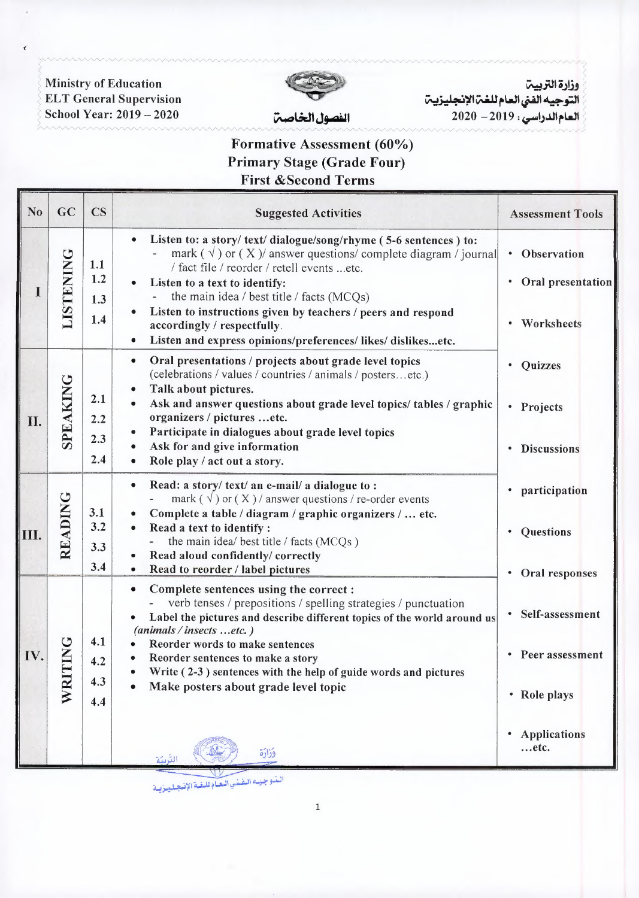Ministry of Education
ELT General Supervision
School Year: 2019 – 2020

وزارة التربية
التوجيه الفني العام للغة الإنجليزية
العام الدراسي : 2019 – 2020

الفصول الخاصة

# Formative Assessment (60%)
## Primary Stage (Grade Four)
## First &Second Terms

| No | GC | CS | Suggested Activities | Assessment Tools |
|---|---|---|---|---|
| I | LISTENING | 1.1<br>1.2<br>1.3<br>1.4 | • **Listen to: a story/ text/ dialogue/song/rhyme ( 5-6 sentences ) to:**<br>- mark ( √ ) or ( X )/ answer questions/ complete diagram / journal / fact file / reorder / retell events ...etc.<br>• **Listen to a text to identify:**<br>- the main idea / best title / facts (MCQs)<br>• **Listen to instructions given by teachers / peers and respond accordingly / respectfully.**<br>• **Listen and express opinions/preferences/ likes/ dislikes...etc.** | • Observation<br>• Oral presentation<br>• Worksheets |
| II. | SPEAKING | 2.1<br>2.2<br>2.3<br>2.4 | • **Oral presentations / projects about grade level topics** (celebrations / values / countries / animals / posters…etc.)<br>• **Talk about pictures.**<br>• **Ask and answer questions about grade level topics/ tables / graphic organizers / pictures …etc.**<br>• **Participate in dialogues about grade level topics**<br>• **Ask for and give information**<br>• **Role play / act out a story.** | • Quizzes<br>• Projects<br>• Discussions |
| III. | READING | 3.1<br>3.2<br>3.3<br>3.4 | • **Read: a story/ text/ an e-mail/ a dialogue to :**<br>- mark ( √ ) or ( X ) / answer questions / re-order events<br>• **Complete a table / diagram / graphic organizers / … etc.**<br>• **Read a text to identify :**<br>- the main idea/ best title / facts (MCQs )<br>• **Read aloud confidently/ correctly**<br>• **Read to reorder / label pictures** | • participation<br>• Questions<br>• Oral responses |
| IV. | WRITING | 4.1<br>4.2<br>4.3<br>4.4 | • **Complete sentences using the correct :**<br>- verb tenses / prepositions / spelling strategies / punctuation<br>• **Label the pictures and describe different topics of the world around us** *(animals / insects …etc. )*<br>• **Reorder words to make sentences**<br>• **Reorder sentences to make a story**<br>• **Write ( 2-3 ) sentences with the help of guide words and pictures**<br>• **Make posters about grade level topic** | • Self-assessment<br>• Peer assessment<br>• Role plays<br>• Applications …etc. |

وزارة التربية
التوجيه الفني العام للغة الإنجليزية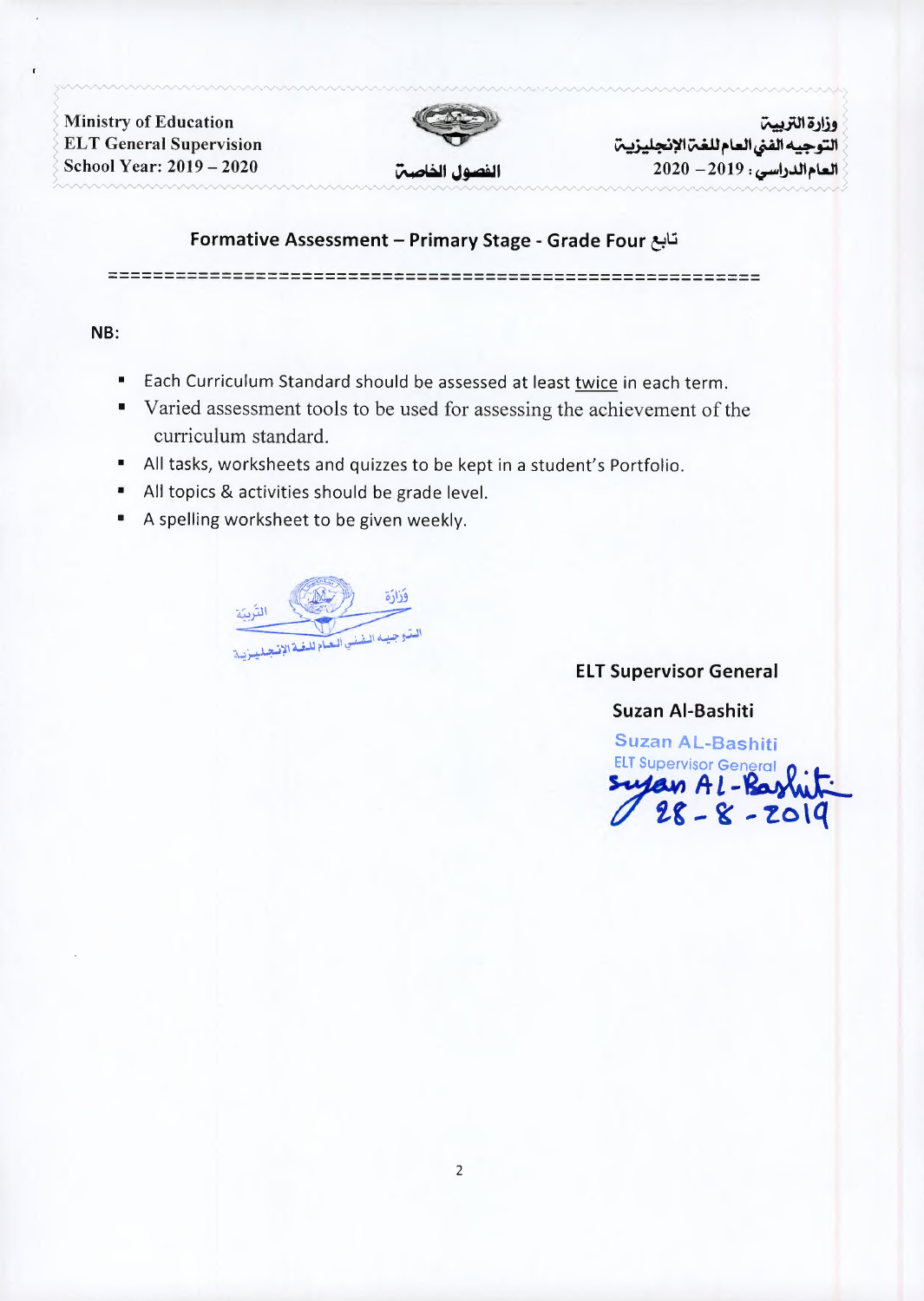Ministry of Education
ELT General Supervision
School Year: 2019 – 2020

الفصول الخاصة

وزارة التربية
التوجيه الفني العام للغة الإنجليزية
العام الدراسي : 2019 – 2020

## Formative Assessment – Primary Stage - Grade Four تابع

========================================================

**NB:**

- Each Curriculum Standard should be assessed at least twice in each term.
- Varied assessment tools to be used for assessing the achievement of the curriculum standard.
- All tasks, worksheets and quizzes to be kept in a student's Portfolio.
- All topics & activities should be grade level.
- A spelling worksheet to be given weekly.

وزارة التربية
التوجيه الفني العام للغة الإنجليزية

**ELT Supervisor General**

**Suzan Al-Bashiti**

Suzan AL-Bashiti
ELT Supervisor General
Suzan Al-Bashiti
28 - 8 - 2019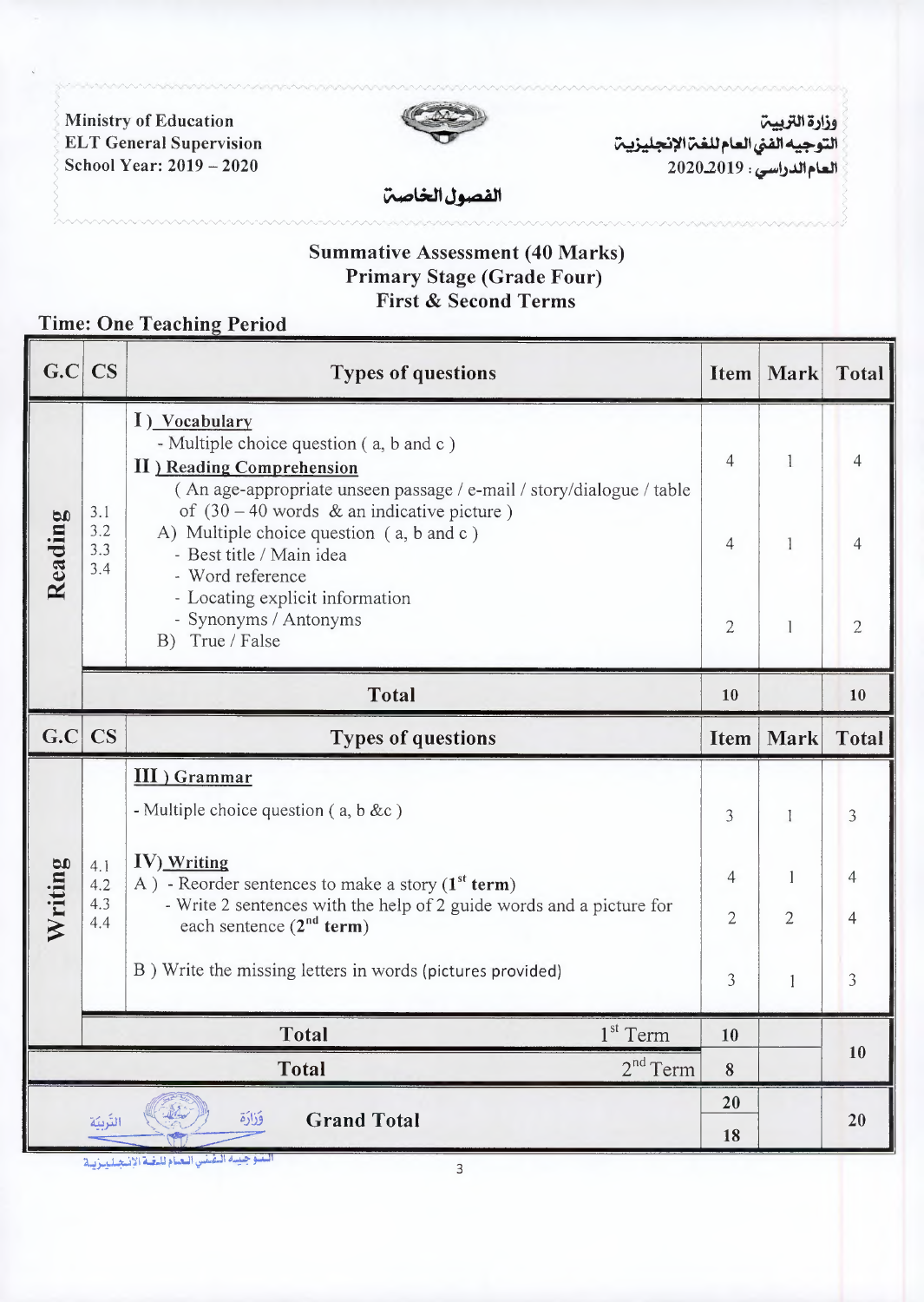Ministry of Education
ELT General Supervision
School Year: 2019 – 2020

وزارة التربية
التوجيه الفني العام للغة الإنجليزية
العام الدراسي : 2019ـ2020

الفصول الخاصة

## Summative Assessment (40 Marks)
## Primary Stage (Grade Four)
## First & Second Terms

**Time: One Teaching Period**

| G.C | CS | Types of questions | Item | Mark | Total |
|---|---|---|---|---|---|
| Reading | 3.1 3.2 3.3 3.4 | **I ) Vocabulary** - Multiple choice question ( a, b and c ) | 4 | 1 | 4 |
| | | **II ) Reading Comprehension** ( An age-appropriate unseen passage / e-mail / story/dialogue / table of (30 – 40 words & an indicative picture ) A) Multiple choice question ( a, b and c ) - Best title / Main idea - Word reference - Locating explicit information - Synonyms / Antonyms | 4 | 1 | 4 |
| | | B) True / False | 2 | 1 | 2 |
| | | **Total** | **10** | | **10** |
| **G.C** | **CS** | **Types of questions** | **Item** | **Mark** | **Total** |
| Writing | 4.1 4.2 4.3 4.4 | **III ) Grammar** - Multiple choice question ( a, b &c ) | 3 | 1 | 3 |
| | | **IV) Writing** A ) - Reorder sentences to make a story (1st term) | 4 | 1 | 4 |
| | | - Write 2 sentences with the help of 2 guide words and a picture for each sentence (2nd term) | 2 | 2 | 4 |
| | | B ) Write the missing letters in words (pictures provided) | 3 | 1 | 3 |
| | | **Total** 1st Term | **10** | | **10** |
| | | **Total** 2nd Term | **8** | | |
| | | **Grand Total** | **20** / **18** | | **20** |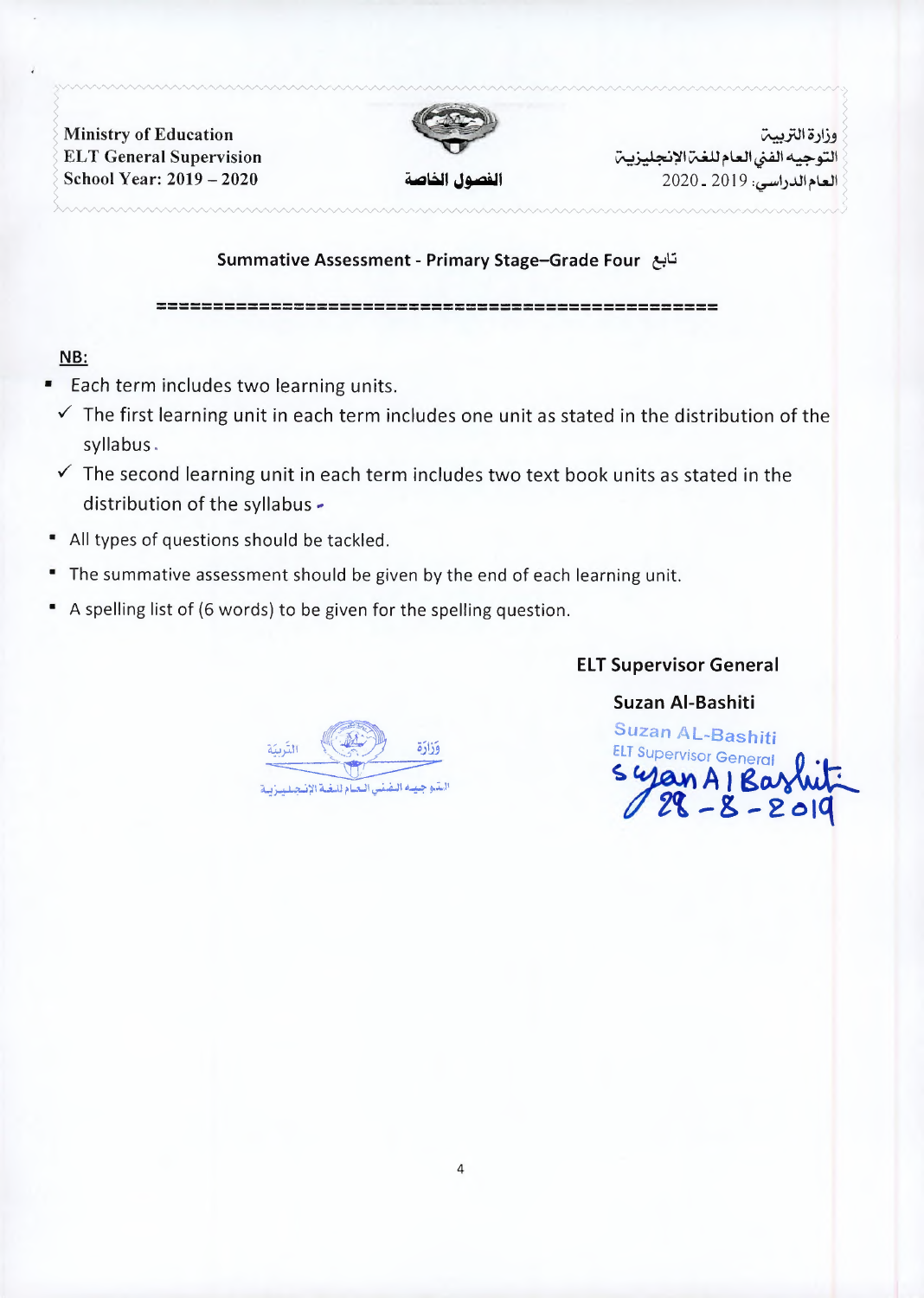Ministry of Education
ELT General Supervision
School Year: 2019 – 2020

الفصول الخاصة

وزارة التربية
التوجيه الفني العام للغة الإنجليزية
العام الدراسي: 2019 ـ 2020

Summative Assessment - Primary Stage–Grade Four تابع

==================================================

**NB:**

- Each term includes two learning units.
  - ✓ The first learning unit in each term includes one unit as stated in the distribution of the syllabus.
  - ✓ The second learning unit in each term includes two text book units as stated in the distribution of the syllabus.
- All types of questions should be tackled.
- The summative assessment should be given by the end of each learning unit.
- A spelling list of (6 words) to be given for the spelling question.

**ELT Supervisor General**

**Suzan Al-Bashiti**

Suzan AL-Bashiti
ELT Supervisor General
Suzan Al Bashiti
28 - 8 - 2019

وزارة التربية
التوجيه الفني العام للغة الإنجليزية